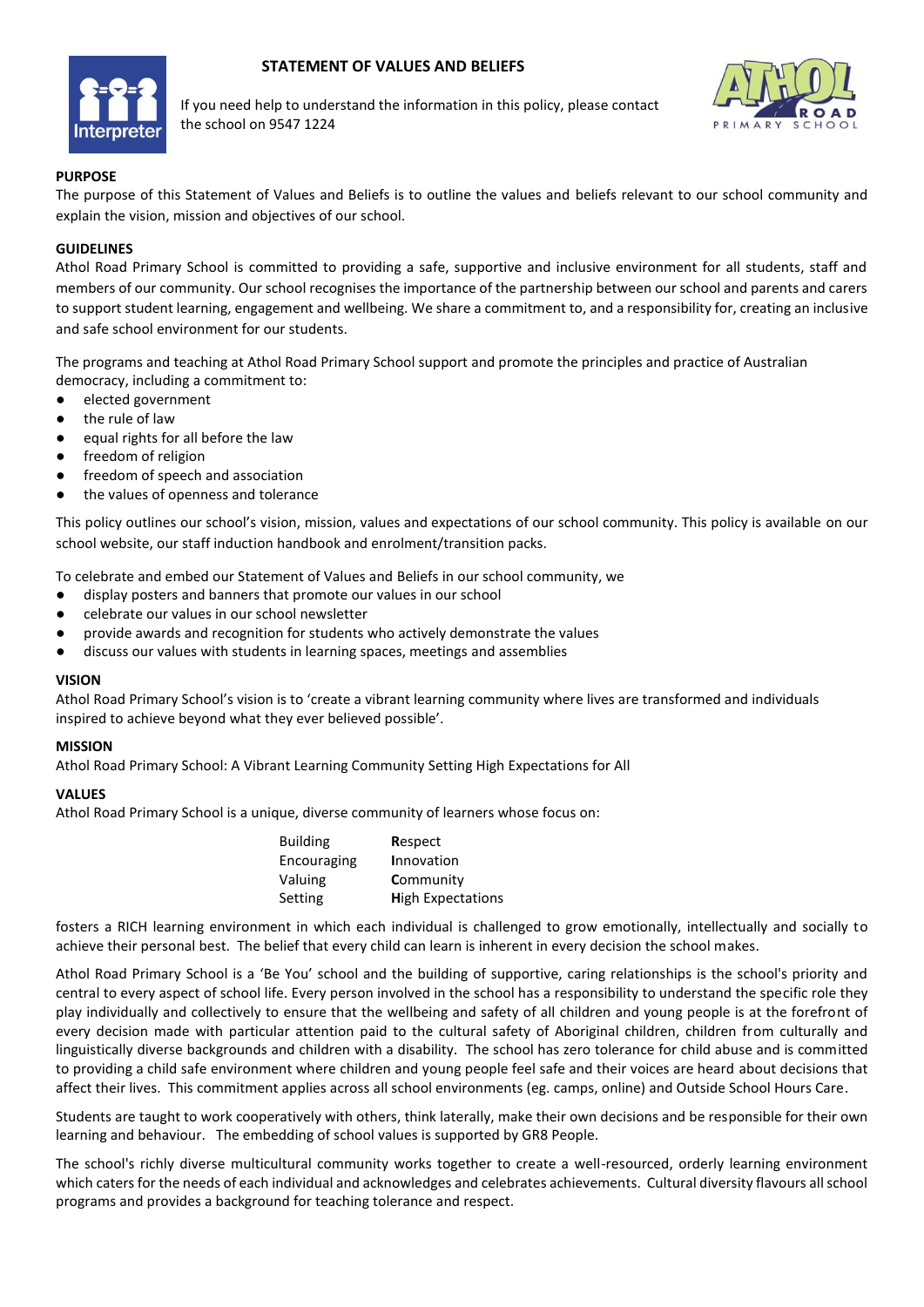# STATEMENT OF VALUES AND BELIEFS

If you need help to understand the information in this policy, please contact the school on 9547 1224

## PURPOSE

The purpose of this Statement of Values and Beliefs is to outline the values and beliefs relevant to our school community and explain the vision, mission and objectives of our school.

## GUIDELINES

Athol Road Primary School is committed to providing a safe, supportive and inclusive environment for all students, staff and members of our community. Our school recognises the importance of the partnership between our school and parents and carers to support student learning, engagement and wellbeing. We share a commitment to, and a responsibility for, creating an inclusive and safe school environment for our students.

The programs and teaching at Athol Road Primary School support and promote the principles and practice of Australian democracy, including a commitment to:

- elected government
- the rule of law
- equal rights for all before the law
- freedom of religion
- freedom of speech and association
- the values of openness and tolerance

This policy outlines our school's vision, mission, values and expectations of our school community. This policy is available on our school website, our staff induction handbook and enrolment/transition packs.

To celebrate and embed our Statement of Values and Beliefs in our school community, we

- display posters and banners that promote our values in our school
- celebrate our values in our school newsletter
- provide awards and recognition for students who actively demonstrate the values
- discuss our values with students in learning spaces, meetings and assemblies

## VISION

Athol Road Primary School's vision is to 'create a vibrant learning community where lives are transformed and individuals inspired to achieve beyond what they ever believed possible'.

## MISSION

Athol Road Primary School: A Vibrant Learning Community Setting High Expectations for All

## VALUES

Athol Road Primary School is a unique, diverse community of learners whose focus on:

| | |
|---|---|
| Building | **R**espect |
| Encouraging | **I**nnovation |
| Valuing | **C**ommunity |
| Setting | **H**igh Expectations |

fosters a RICH learning environment in which each individual is challenged to grow emotionally, intellectually and socially to achieve their personal best. The belief that every child can learn is inherent in every decision the school makes.

Athol Road Primary School is a 'Be You' school and the building of supportive, caring relationships is the school's priority and central to every aspect of school life. Every person involved in the school has a responsibility to understand the specific role they play individually and collectively to ensure that the wellbeing and safety of all children and young people is at the forefront of every decision made with particular attention paid to the cultural safety of Aboriginal children, children from culturally and linguistically diverse backgrounds and children with a disability. The school has zero tolerance for child abuse and is committed to providing a child safe environment where children and young people feel safe and their voices are heard about decisions that affect their lives. This commitment applies across all school environments (eg. camps, online) and Outside School Hours Care.

Students are taught to work cooperatively with others, think laterally, make their own decisions and be responsible for their own learning and behaviour. The embedding of school values is supported by GR8 People.

The school's richly diverse multicultural community works together to create a well-resourced, orderly learning environment which caters for the needs of each individual and acknowledges and celebrates achievements. Cultural diversity flavours all school programs and provides a background for teaching tolerance and respect.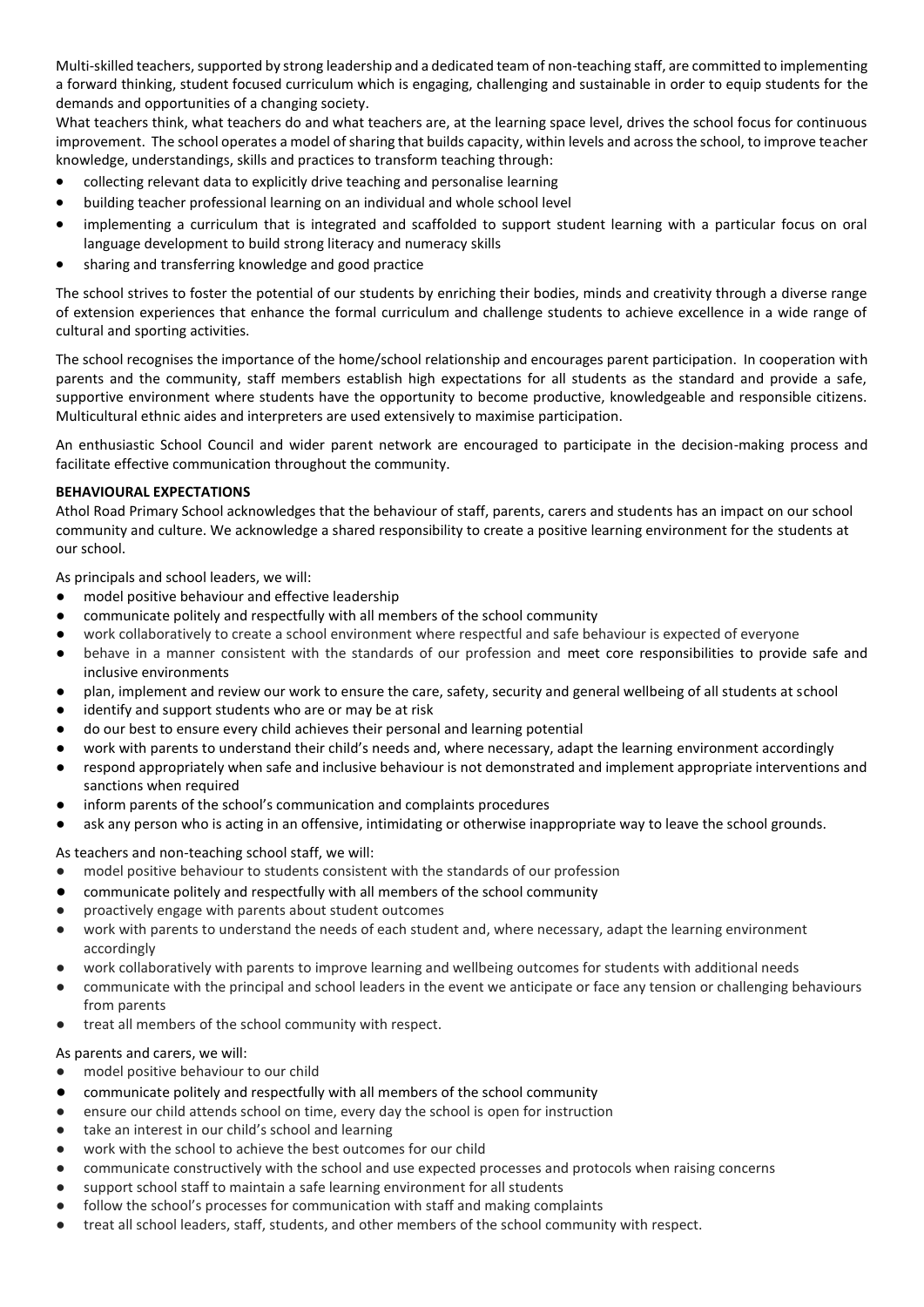Multi-skilled teachers, supported by strong leadership and a dedicated team of non-teaching staff, are committed to implementing a forward thinking, student focused curriculum which is engaging, challenging and sustainable in order to equip students for the demands and opportunities of a changing society.

What teachers think, what teachers do and what teachers are, at the learning space level, drives the school focus for continuous improvement. The school operates a model of sharing that builds capacity, within levels and across the school, to improve teacher knowledge, understandings, skills and practices to transform teaching through:

- collecting relevant data to explicitly drive teaching and personalise learning
- building teacher professional learning on an individual and whole school level
- implementing a curriculum that is integrated and scaffolded to support student learning with a particular focus on oral language development to build strong literacy and numeracy skills
- sharing and transferring knowledge and good practice

The school strives to foster the potential of our students by enriching their bodies, minds and creativity through a diverse range of extension experiences that enhance the formal curriculum and challenge students to achieve excellence in a wide range of cultural and sporting activities.

The school recognises the importance of the home/school relationship and encourages parent participation. In cooperation with parents and the community, staff members establish high expectations for all students as the standard and provide a safe, supportive environment where students have the opportunity to become productive, knowledgeable and responsible citizens. Multicultural ethnic aides and interpreters are used extensively to maximise participation.

An enthusiastic School Council and wider parent network are encouraged to participate in the decision-making process and facilitate effective communication throughout the community.

**BEHAVIOURAL EXPECTATIONS**

Athol Road Primary School acknowledges that the behaviour of staff, parents, carers and students has an impact on our school community and culture. We acknowledge a shared responsibility to create a positive learning environment for the students at our school.

As principals and school leaders, we will:

- model positive behaviour and effective leadership
- communicate politely and respectfully with all members of the school community
- work collaboratively to create a school environment where respectful and safe behaviour is expected of everyone
- behave in a manner consistent with the standards of our profession and meet core responsibilities to provide safe and inclusive environments
- plan, implement and review our work to ensure the care, safety, security and general wellbeing of all students at school
- identify and support students who are or may be at risk
- do our best to ensure every child achieves their personal and learning potential
- work with parents to understand their child's needs and, where necessary, adapt the learning environment accordingly
- respond appropriately when safe and inclusive behaviour is not demonstrated and implement appropriate interventions and sanctions when required
- inform parents of the school's communication and complaints procedures
- ask any person who is acting in an offensive, intimidating or otherwise inappropriate way to leave the school grounds.

As teachers and non-teaching school staff, we will:

- model positive behaviour to students consistent with the standards of our profession
- communicate politely and respectfully with all members of the school community
- proactively engage with parents about student outcomes
- work with parents to understand the needs of each student and, where necessary, adapt the learning environment accordingly
- work collaboratively with parents to improve learning and wellbeing outcomes for students with additional needs
- communicate with the principal and school leaders in the event we anticipate or face any tension or challenging behaviours from parents
- treat all members of the school community with respect.

As parents and carers, we will:

- model positive behaviour to our child
- communicate politely and respectfully with all members of the school community
- ensure our child attends school on time, every day the school is open for instruction
- take an interest in our child's school and learning
- work with the school to achieve the best outcomes for our child
- communicate constructively with the school and use expected processes and protocols when raising concerns
- support school staff to maintain a safe learning environment for all students
- follow the school's processes for communication with staff and making complaints
- treat all school leaders, staff, students, and other members of the school community with respect.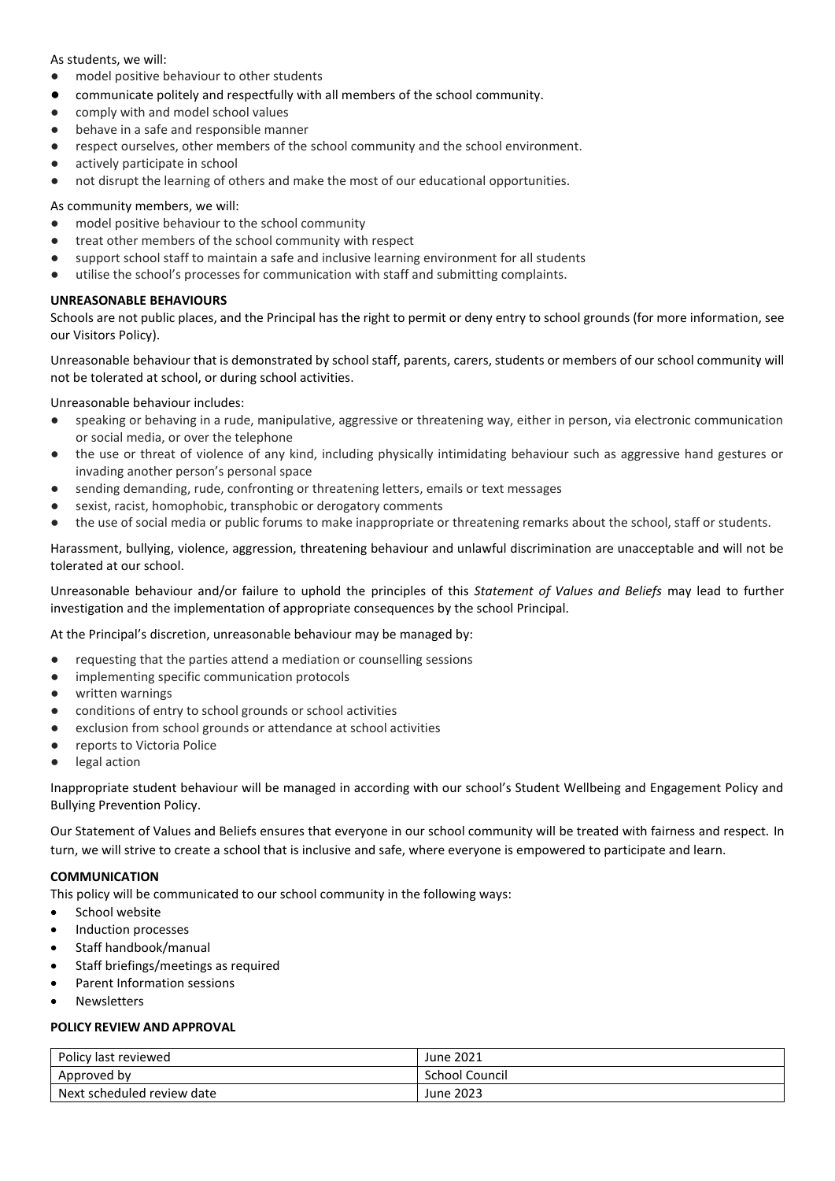As students, we will:

- model positive behaviour to other students
- communicate politely and respectfully with all members of the school community.
- comply with and model school values
- behave in a safe and responsible manner
- respect ourselves, other members of the school community and the school environment.
- actively participate in school
- not disrupt the learning of others and make the most of our educational opportunities.

As community members, we will:

- model positive behaviour to the school community
- treat other members of the school community with respect
- support school staff to maintain a safe and inclusive learning environment for all students
- utilise the school's processes for communication with staff and submitting complaints.

**UNREASONABLE BEHAVIOURS**

Schools are not public places, and the Principal has the right to permit or deny entry to school grounds (for more information, see our Visitors Policy).

Unreasonable behaviour that is demonstrated by school staff, parents, carers, students or members of our school community will not be tolerated at school, or during school activities.

Unreasonable behaviour includes:

- speaking or behaving in a rude, manipulative, aggressive or threatening way, either in person, via electronic communication or social media, or over the telephone
- the use or threat of violence of any kind, including physically intimidating behaviour such as aggressive hand gestures or invading another person's personal space
- sending demanding, rude, confronting or threatening letters, emails or text messages
- sexist, racist, homophobic, transphobic or derogatory comments
- the use of social media or public forums to make inappropriate or threatening remarks about the school, staff or students.

Harassment, bullying, violence, aggression, threatening behaviour and unlawful discrimination are unacceptable and will not be tolerated at our school.

Unreasonable behaviour and/or failure to uphold the principles of this *Statement of Values and Beliefs* may lead to further investigation and the implementation of appropriate consequences by the school Principal.

At the Principal's discretion, unreasonable behaviour may be managed by:

- requesting that the parties attend a mediation or counselling sessions
- implementing specific communication protocols
- written warnings
- conditions of entry to school grounds or school activities
- exclusion from school grounds or attendance at school activities
- reports to Victoria Police
- legal action

Inappropriate student behaviour will be managed in according with our school's Student Wellbeing and Engagement Policy and Bullying Prevention Policy.

Our Statement of Values and Beliefs ensures that everyone in our school community will be treated with fairness and respect. In turn, we will strive to create a school that is inclusive and safe, where everyone is empowered to participate and learn.

**COMMUNICATION**

This policy will be communicated to our school community in the following ways:

- School website
- Induction processes
- Staff handbook/manual
- Staff briefings/meetings as required
- Parent Information sessions
- Newsletters

**POLICY REVIEW AND APPROVAL**

| | |
|---|---|
| Policy last reviewed | June 2021 |
| Approved by | School Council |
| Next scheduled review date | June 2023 |